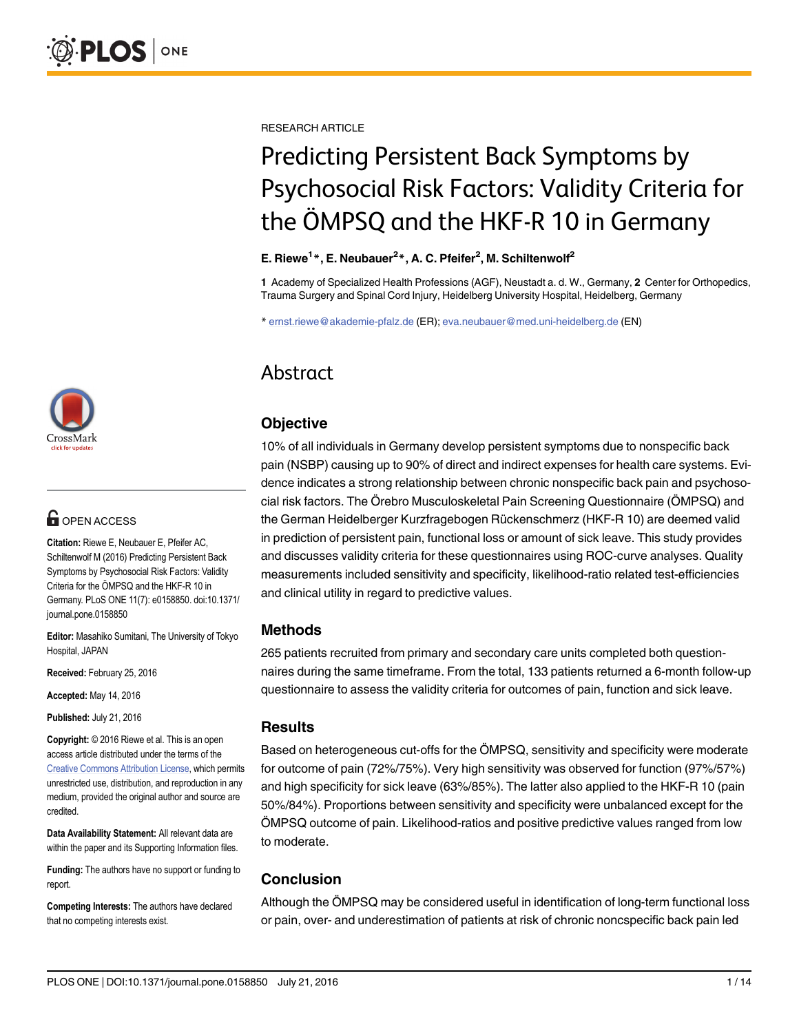RESEARCH ARTICLE

# Predicting Persistent Back Symptoms by Psychosocial Risk Factors: Validity Criteria for the ÖMPSQ and the HKF-R 10 in Germany

**E. Riewe[1]*, E. Neubauer[2]*, A. C. Pfeifer[2], M. Schiltenwolf[2]**

**1** Academy of Specialized Health Professions (AGF), Neustadt a. d. W., Germany, **2** Center for Orthopedics, Trauma Surgery and Spinal Cord Injury, Heidelberg University Hospital, Heidelberg, Germany

* ernst.riewe@akademie-pfalz.de (ER); eva.neubauer@med.uni-heidelberg.de (EN)

OPEN ACCESS

**Citation:** Riewe E, Neubauer E, Pfeifer AC, Schiltenwolf M (2016) Predicting Persistent Back Symptoms by Psychosocial Risk Factors: Validity Criteria for the ÖMPSQ and the HKF-R 10 in Germany. PLoS ONE 11(7): e0158850. doi:10.1371/journal.pone.0158850

**Editor:** Masahiko Sumitani, The University of Tokyo Hospital, JAPAN

**Received:** February 25, 2016

**Accepted:** May 14, 2016

**Published:** July 21, 2016

**Copyright:** © 2016 Riewe et al. This is an open access article distributed under the terms of the Creative Commons Attribution License, which permits unrestricted use, distribution, and reproduction in any medium, provided the original author and source are credited.

**Data Availability Statement:** All relevant data are within the paper and its Supporting Information files.

**Funding:** The authors have no support or funding to report.

**Competing Interests:** The authors have declared that no competing interests exist.

# Abstract

## Objective

10% of all individuals in Germany develop persistent symptoms due to nonspecific back pain (NSBP) causing up to 90% of direct and indirect expenses for health care systems. Evidence indicates a strong relationship between chronic nonspecific back pain and psychosocial risk factors. The Örebro Musculoskeletal Pain Screening Questionnaire (ÖMPSQ) and the German Heidelberger Kurzfragebogen Rückenschmerz (HKF-R 10) are deemed valid in prediction of persistent pain, functional loss or amount of sick leave. This study provides and discusses validity criteria for these questionnaires using ROC-curve analyses. Quality measurements included sensitivity and specificity, likelihood-ratio related test-efficiencies and clinical utility in regard to predictive values.

## Methods

265 patients recruited from primary and secondary care units completed both questionnaires during the same timeframe. From the total, 133 patients returned a 6-month follow-up questionnaire to assess the validity criteria for outcomes of pain, function and sick leave.

## Results

Based on heterogeneous cut-offs for the ÖMPSQ, sensitivity and specificity were moderate for outcome of pain (72%/75%). Very high sensitivity was observed for function (97%/57%) and high specificity for sick leave (63%/85%). The latter also applied to the HKF-R 10 (pain 50%/84%). Proportions between sensitivity and specificity were unbalanced except for the ÖMPSQ outcome of pain. Likelihood-ratios and positive predictive values ranged from low to moderate.

## Conclusion

Although the ÖMPSQ may be considered useful in identification of long-term functional loss or pain, over- and underestimation of patients at risk of chronic noncspecific back pain led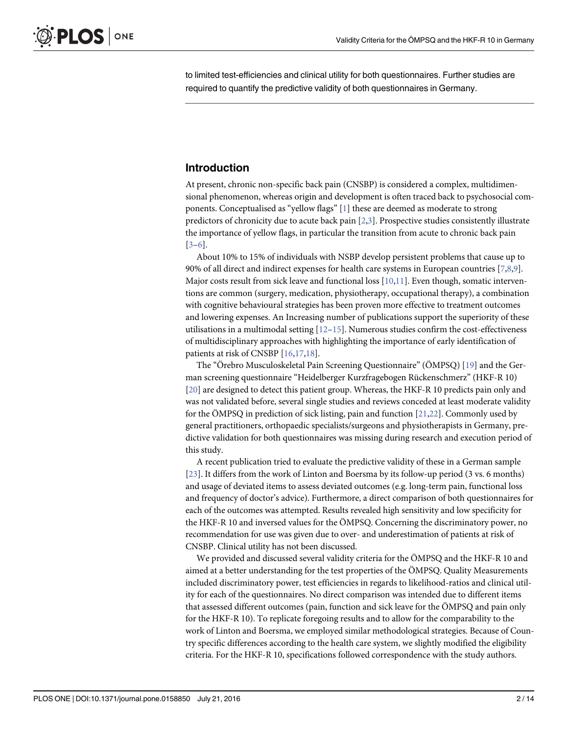to limited test-efficiencies and clinical utility for both questionnaires. Further studies are required to quantify the predictive validity of both questionnaires in Germany.

## Introduction

At present, chronic non-specific back pain (CNSBP) is considered a complex, multidimensional phenomenon, whereas origin and development is often traced back to psychosocial components. Conceptualised as "yellow flags" [1] these are deemed as moderate to strong predictors of chronicity due to acute back pain [2,3]. Prospective studies consistently illustrate the importance of yellow flags, in particular the transition from acute to chronic back pain [3–6].

About 10% to 15% of individuals with NSBP develop persistent problems that cause up to 90% of all direct and indirect expenses for health care systems in European countries [7,8,9]. Major costs result from sick leave and functional loss [10,11]. Even though, somatic interventions are common (surgery, medication, physiotherapy, occupational therapy), a combination with cognitive behavioural strategies has been proven more effective to treatment outcomes and lowering expenses. An Increasing number of publications support the superiority of these utilisations in a multimodal setting [12–15]. Numerous studies confirm the cost-effectiveness of multidisciplinary approaches with highlighting the importance of early identification of patients at risk of CNSBP [16,17,18].

The "Örebro Musculoskeletal Pain Screening Questionnaire" (ÖMPSQ) [19] and the German screening questionnaire "Heidelberger Kurzfragebogen Rückenschmerz" (HKF-R 10) [20] are designed to detect this patient group. Whereas, the HKF-R 10 predicts pain only and was not validated before, several single studies and reviews conceded at least moderate validity for the ÖMPSQ in prediction of sick listing, pain and function [21,22]. Commonly used by general practitioners, orthopaedic specialists/surgeons and physiotherapists in Germany, predictive validation for both questionnaires was missing during research and execution period of this study.

A recent publication tried to evaluate the predictive validity of these in a German sample [23]. It differs from the work of Linton and Boersma by its follow-up period (3 vs. 6 months) and usage of deviated items to assess deviated outcomes (e.g. long-term pain, functional loss and frequency of doctor's advice). Furthermore, a direct comparison of both questionnaires for each of the outcomes was attempted. Results revealed high sensitivity and low specificity for the HKF-R 10 and inversed values for the ÖMPSQ. Concerning the discriminatory power, no recommendation for use was given due to over- and underestimation of patients at risk of CNSBP. Clinical utility has not been discussed.

We provided and discussed several validity criteria for the ÖMPSQ and the HKF-R 10 and aimed at a better understanding for the test properties of the ÖMPSQ. Quality Measurements included discriminatory power, test efficiencies in regards to likelihood-ratios and clinical utility for each of the questionnaires. No direct comparison was intended due to different items that assessed different outcomes (pain, function and sick leave for the ÖMPSQ and pain only for the HKF-R 10). To replicate foregoing results and to allow for the comparability to the work of Linton and Boersma, we employed similar methodological strategies. Because of Country specific differences according to the health care system, we slightly modified the eligibility criteria. For the HKF-R 10, specifications followed correspondence with the study authors.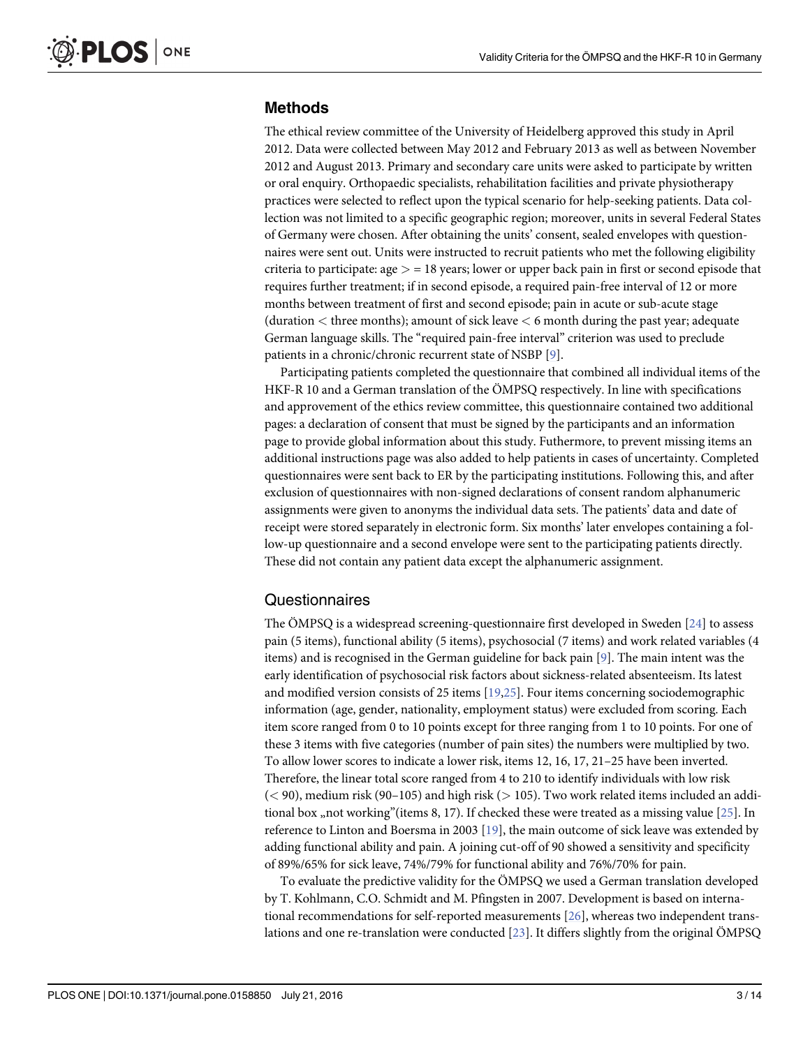## Methods

The ethical review committee of the University of Heidelberg approved this study in April 2012. Data were collected between May 2012 and February 2013 as well as between November 2012 and August 2013. Primary and secondary care units were asked to participate by written or oral enquiry. Orthopaedic specialists, rehabilitation facilities and private physiotherapy practices were selected to reflect upon the typical scenario for help-seeking patients. Data collection was not limited to a specific geographic region; moreover, units in several Federal States of Germany were chosen. After obtaining the units' consent, sealed envelopes with questionnaires were sent out. Units were instructed to recruit patients who met the following eligibility criteria to participate: age > = 18 years; lower or upper back pain in first or second episode that requires further treatment; if in second episode, a required pain-free interval of 12 or more months between treatment of first and second episode; pain in acute or sub-acute stage (duration < three months); amount of sick leave < 6 month during the past year; adequate German language skills. The "required pain-free interval" criterion was used to preclude patients in a chronic/chronic recurrent state of NSBP [9].

Participating patients completed the questionnaire that combined all individual items of the HKF-R 10 and a German translation of the ÖMPSQ respectively. In line with specifications and approvement of the ethics review committee, this questionnaire contained two additional pages: a declaration of consent that must be signed by the participants and an information page to provide global information about this study. Futhermore, to prevent missing items an additional instructions page was also added to help patients in cases of uncertainty. Completed questionnaires were sent back to ER by the participating institutions. Following this, and after exclusion of questionnaires with non-signed declarations of consent random alphanumeric assignments were given to anonyms the individual data sets. The patients' data and date of receipt were stored separately in electronic form. Six months' later envelopes containing a follow-up questionnaire and a second envelope were sent to the participating patients directly. These did not contain any patient data except the alphanumeric assignment.

### Questionnaires

The ÖMPSQ is a widespread screening-questionnaire first developed in Sweden [24] to assess pain (5 items), functional ability (5 items), psychosocial (7 items) and work related variables (4 items) and is recognised in the German guideline for back pain [9]. The main intent was the early identification of psychosocial risk factors about sickness-related absenteeism. Its latest and modified version consists of 25 items [19,25]. Four items concerning sociodemographic information (age, gender, nationality, employment status) were excluded from scoring. Each item score ranged from 0 to 10 points except for three ranging from 1 to 10 points. For one of these 3 items with five categories (number of pain sites) the numbers were multiplied by two. To allow lower scores to indicate a lower risk, items 12, 16, 17, 21–25 have been inverted. Therefore, the linear total score ranged from 4 to 210 to identify individuals with low risk (< 90), medium risk (90–105) and high risk (> 105). Two work related items included an additional box „not working"(items 8, 17). If checked these were treated as a missing value [25]. In reference to Linton and Boersma in 2003 [19], the main outcome of sick leave was extended by adding functional ability and pain. A joining cut-off of 90 showed a sensitivity and specificity of 89%/65% for sick leave, 74%/79% for functional ability and 76%/70% for pain.

To evaluate the predictive validity for the ÖMPSQ we used a German translation developed by T. Kohlmann, C.O. Schmidt and M. Pfingsten in 2007. Development is based on international recommendations for self-reported measurements [26], whereas two independent translations and one re-translation were conducted [23]. It differs slightly from the original ÖMPSQ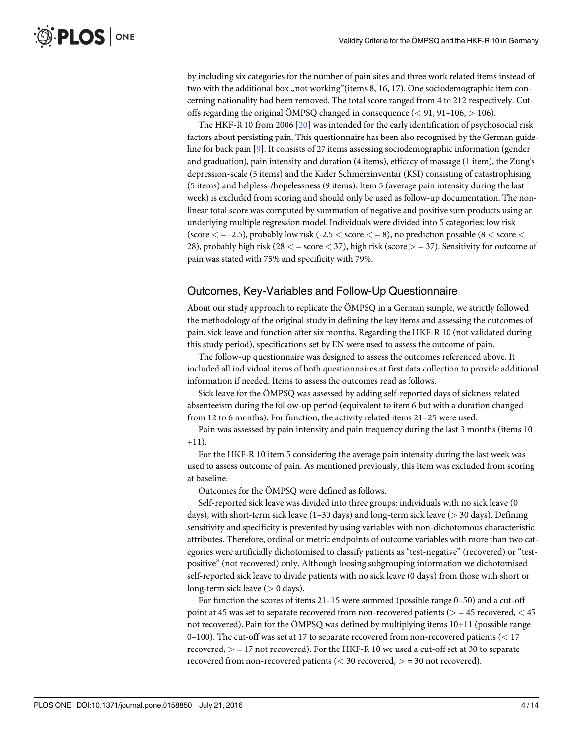by including six categories for the number of pain sites and three work related items instead of two with the additional box „not working"(items 8, 16, 17). One sociodemographic item concerning nationality had been removed. The total score ranged from 4 to 212 respectively. Cut-offs regarding the original ÖMPSQ changed in consequence (< 91, 91–106, > 106).

The HKF-R 10 from 2006 [20] was intended for the early identification of psychosocial risk factors about persisting pain. This questionnaire has been also recognised by the German guideline for back pain [9]. It consists of 27 items assessing sociodemographic information (gender and graduation), pain intensity and duration (4 items), efficacy of massage (1 item), the Zung's depression-scale (5 items) and the Kieler Schmerzinventar (KSI) consisting of catastrophising (5 items) and helpless-/hopelessness (9 items). Item 5 (average pain intensity during the last week) is excluded from scoring and should only be used as follow-up documentation. The non-linear total score was computed by summation of negative and positive sum products using an underlying multiple regression model. Individuals were divided into 5 categories: low risk (score < = -2.5), probably low risk (-2.5 < score < = 8), no prediction possible (8 < score < 28), probably high risk (28 < = score < 37), high risk (score > = 37). Sensitivity for outcome of pain was stated with 75% and specificity with 79%.

## Outcomes, Key-Variables and Follow-Up Questionnaire

About our study approach to replicate the ÖMPSQ in a German sample, we strictly followed the methodology of the original study in defining the key items and assessing the outcomes of pain, sick leave and function after six months. Regarding the HKF-R 10 (not validated during this study period), specifications set by EN were used to assess the outcome of pain.

The follow-up questionnaire was designed to assess the outcomes referenced above. It included all individual items of both questionnaires at first data collection to provide additional information if needed. Items to assess the outcomes read as follows.

Sick leave for the ÖMPSQ was assessed by adding self-reported days of sickness related absenteeism during the follow-up period (equivalent to item 6 but with a duration changed from 12 to 6 months). For function, the activity related items 21–25 were used.

Pain was assessed by pain intensity and pain frequency during the last 3 months (items 10 +11).

For the HKF-R 10 item 5 considering the average pain intensity during the last week was used to assess outcome of pain. As mentioned previously, this item was excluded from scoring at baseline.

Outcomes for the ÖMPSQ were defined as follows.

Self-reported sick leave was divided into three groups: individuals with no sick leave (0 days), with short-term sick leave (1–30 days) and long-term sick leave (> 30 days). Defining sensitivity and specificity is prevented by using variables with non-dichotomous characteristic attributes. Therefore, ordinal or metric endpoints of outcome variables with more than two categories were artificially dichotomised to classify patients as "test-negative" (recovered) or "test-positive" (not recovered) only. Although loosing subgrouping information we dichotomised self-reported sick leave to divide patients with no sick leave (0 days) from those with short or long-term sick leave (> 0 days).

For function the scores of items 21–15 were summed (possible range 0–50) and a cut-off point at 45 was set to separate recovered from non-recovered patients (> = 45 recovered, < 45 not recovered). Pain for the ÖMPSQ was defined by multiplying items 10+11 (possible range 0–100). The cut-off was set at 17 to separate recovered from non-recovered patients (< 17 recovered, > = 17 not recovered). For the HKF-R 10 we used a cut-off set at 30 to separate recovered from non-recovered patients (< 30 recovered, > = 30 not recovered).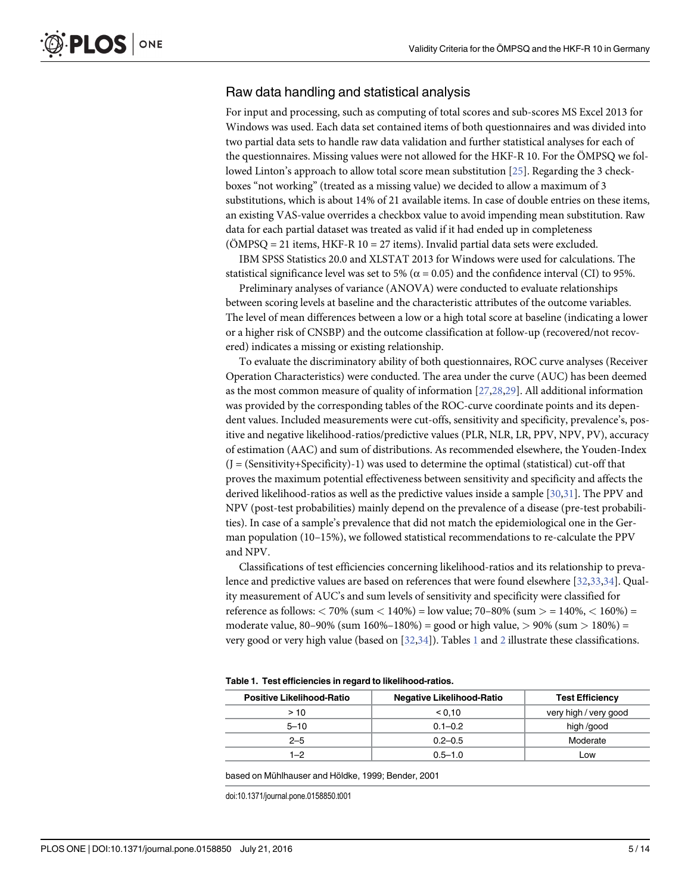## Raw data handling and statistical analysis

For input and processing, such as computing of total scores and sub-scores MS Excel 2013 for Windows was used. Each data set contained items of both questionnaires and was divided into two partial data sets to handle raw data validation and further statistical analyses for each of the questionnaires. Missing values were not allowed for the HKF-R 10. For the ÖMPSQ we followed Linton's approach to allow total score mean substitution [25]. Regarding the 3 checkboxes "not working" (treated as a missing value) we decided to allow a maximum of 3 substitutions, which is about 14% of 21 available items. In case of double entries on these items, an existing VAS-value overrides a checkbox value to avoid impending mean substitution. Raw data for each partial dataset was treated as valid if it had ended up in completeness (ÖMPSQ = 21 items, HKF-R 10 = 27 items). Invalid partial data sets were excluded.

IBM SPSS Statistics 20.0 and XLSTAT 2013 for Windows were used for calculations. The statistical significance level was set to 5% ($\alpha = 0.05$) and the confidence interval (CI) to 95%.

Preliminary analyses of variance (ANOVA) were conducted to evaluate relationships between scoring levels at baseline and the characteristic attributes of the outcome variables. The level of mean differences between a low or a high total score at baseline (indicating a lower or a higher risk of CNSBP) and the outcome classification at follow-up (recovered/not recovered) indicates a missing or existing relationship.

To evaluate the discriminatory ability of both questionnaires, ROC curve analyses (Receiver Operation Characteristics) were conducted. The area under the curve (AUC) has been deemed as the most common measure of quality of information [27,28,29]. All additional information was provided by the corresponding tables of the ROC-curve coordinate points and its dependent values. Included measurements were cut-offs, sensitivity and specificity, prevalence's, positive and negative likelihood-ratios/predictive values (PLR, NLR, LR, PPV, NPV, PV), accuracy of estimation (AAC) and sum of distributions. As recommended elsewhere, the Youden-Index ($J = (\text{Sensitivity}+\text{Specificity})-1$) was used to determine the optimal (statistical) cut-off that proves the maximum potential effectiveness between sensitivity and specificity and affects the derived likelihood-ratios as well as the predictive values inside a sample [30,31]. The PPV and NPV (post-test probabilities) mainly depend on the prevalence of a disease (pre-test probabilities). In case of a sample's prevalence that did not match the epidemiological one in the German population (10–15%), we followed statistical recommendations to re-calculate the PPV and NPV.

Classifications of test efficiencies concerning likelihood-ratios and its relationship to prevalence and predictive values are based on references that were found elsewhere [32,33,34]. Quality measurement of AUC's and sum levels of sensitivity and specificity were classified for reference as follows: < 70% (sum < 140%) = low value; 70–80% (sum > = 140%, < 160%) = moderate value, 80–90% (sum 160%–180%) = good or high value, > 90% (sum > 180%) = very good or very high value (based on [32,34]). Tables 1 and 2 illustrate these classifications.

**Table 1. Test efficiencies in regard to likelihood-ratios.**

| Positive Likelihood-Ratio | Negative Likelihood-Ratio | Test Efficiency |
|---|---|---|
| > 10 | < 0,10 | very high / very good |
| 5–10 | 0.1–0.2 | high /good |
| 2–5 | 0.2–0.5 | Moderate |
| 1–2 | 0.5–1.0 | Low |

based on Mühlhauser and Höldke, 1999; Bender, 2001

doi:10.1371/journal.pone.0158850.t001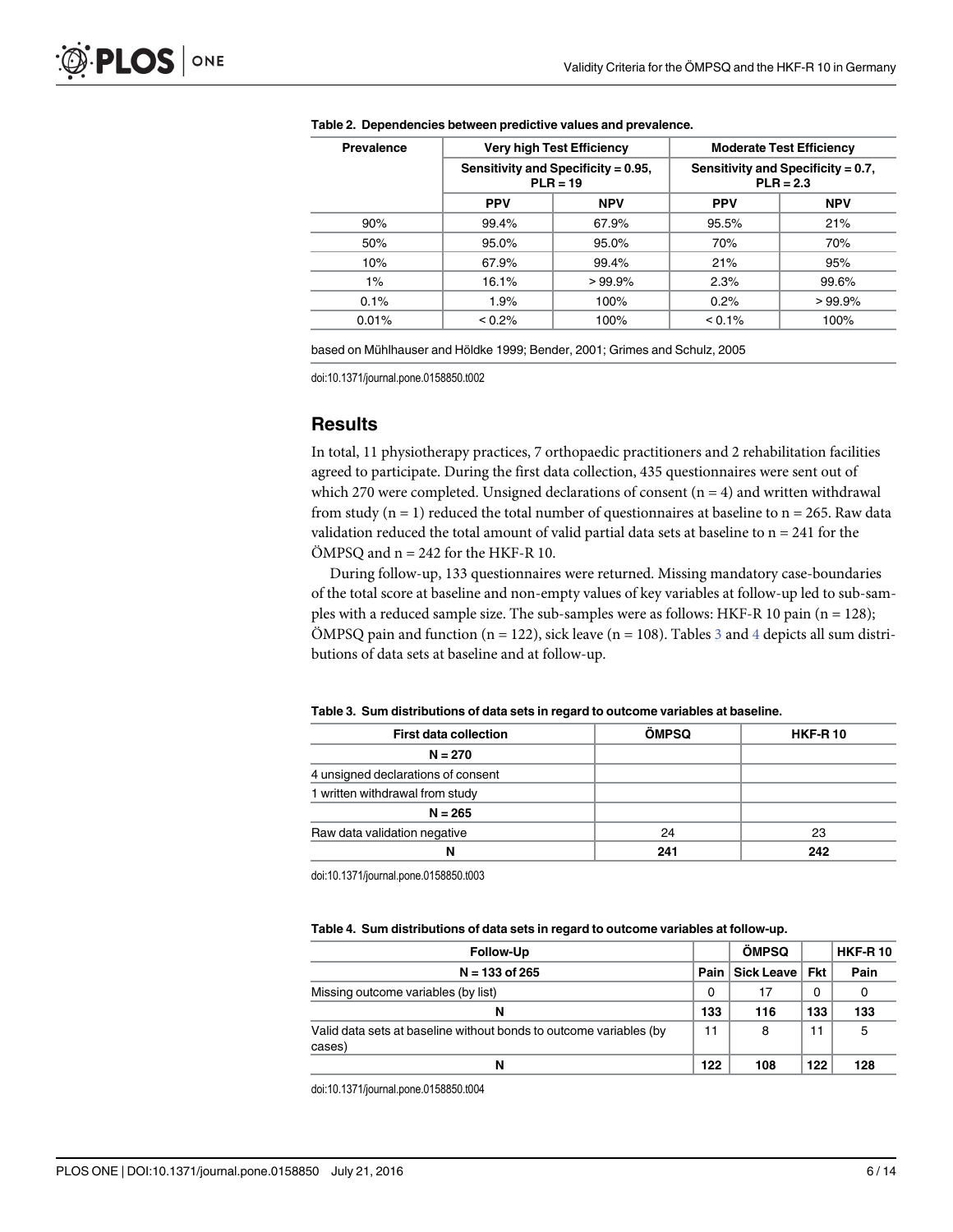**Table 2. Dependencies between predictive values and prevalence.**

| Prevalence | Very high Test Efficiency | | Moderate Test Efficiency | |
|---|---|---|---|---|
| | Sensitivity and Specificity = 0.95, PLR = 19 | | Sensitivity and Specificity = 0.7, PLR = 2.3 | |
| | PPV | NPV | PPV | NPV |
| 90% | 99.4% | 67.9% | 95.5% | 21% |
| 50% | 95.0% | 95.0% | 70% | 70% |
| 10% | 67.9% | 99.4% | 21% | 95% |
| 1% | 16.1% | > 99.9% | 2.3% | 99.6% |
| 0.1% | 1.9% | 100% | 0.2% | > 99.9% |
| 0.01% | < 0.2% | 100% | < 0.1% | 100% |

based on Mühlhauser and Höldke 1999; Bender, 2001; Grimes and Schulz, 2005

doi:10.1371/journal.pone.0158850.t002

## Results

In total, 11 physiotherapy practices, 7 orthopaedic practitioners and 2 rehabilitation facilities agreed to participate. During the first data collection, 435 questionnaires were sent out of which 270 were completed. Unsigned declarations of consent (n = 4) and written withdrawal from study (n = 1) reduced the total number of questionnaires at baseline to n = 265. Raw data validation reduced the total amount of valid partial data sets at baseline to n = 241 for the ÖMPSQ and n = 242 for the HKF-R 10.

During follow-up, 133 questionnaires were returned. Missing mandatory case-boundaries of the total score at baseline and non-empty values of key variables at follow-up led to sub-samples with a reduced sample size. The sub-samples were as follows: HKF-R 10 pain (n = 128); ÖMPSQ pain and function (n = 122), sick leave (n = 108). Tables 3 and 4 depicts all sum distributions of data sets at baseline and at follow-up.

**Table 3. Sum distributions of data sets in regard to outcome variables at baseline.**

| First data collection | ÖMPSQ | HKF-R 10 |
|---|---|---|
| **N = 270** | | |
| 4 unsigned declarations of consent | | |
| 1 written withdrawal from study | | |
| **N = 265** | | |
| Raw data validation negative | 24 | 23 |
| **N** | **241** | **242** |

doi:10.1371/journal.pone.0158850.t003

**Table 4. Sum distributions of data sets in regard to outcome variables at follow-up.**

| Follow-Up | ÖMPSQ | | | HKF-R 10 |
|---|---|---|---|---|
| N = 133 of 265 | Pain | Sick Leave | Fkt | Pain |
| Missing outcome variables (by list) | 0 | 17 | 0 | 0 |
| **N** | **133** | **116** | **133** | **133** |
| Valid data sets at baseline without bonds to outcome variables (by cases) | 11 | 8 | 11 | 5 |
| **N** | **122** | **108** | **122** | **128** |

doi:10.1371/journal.pone.0158850.t004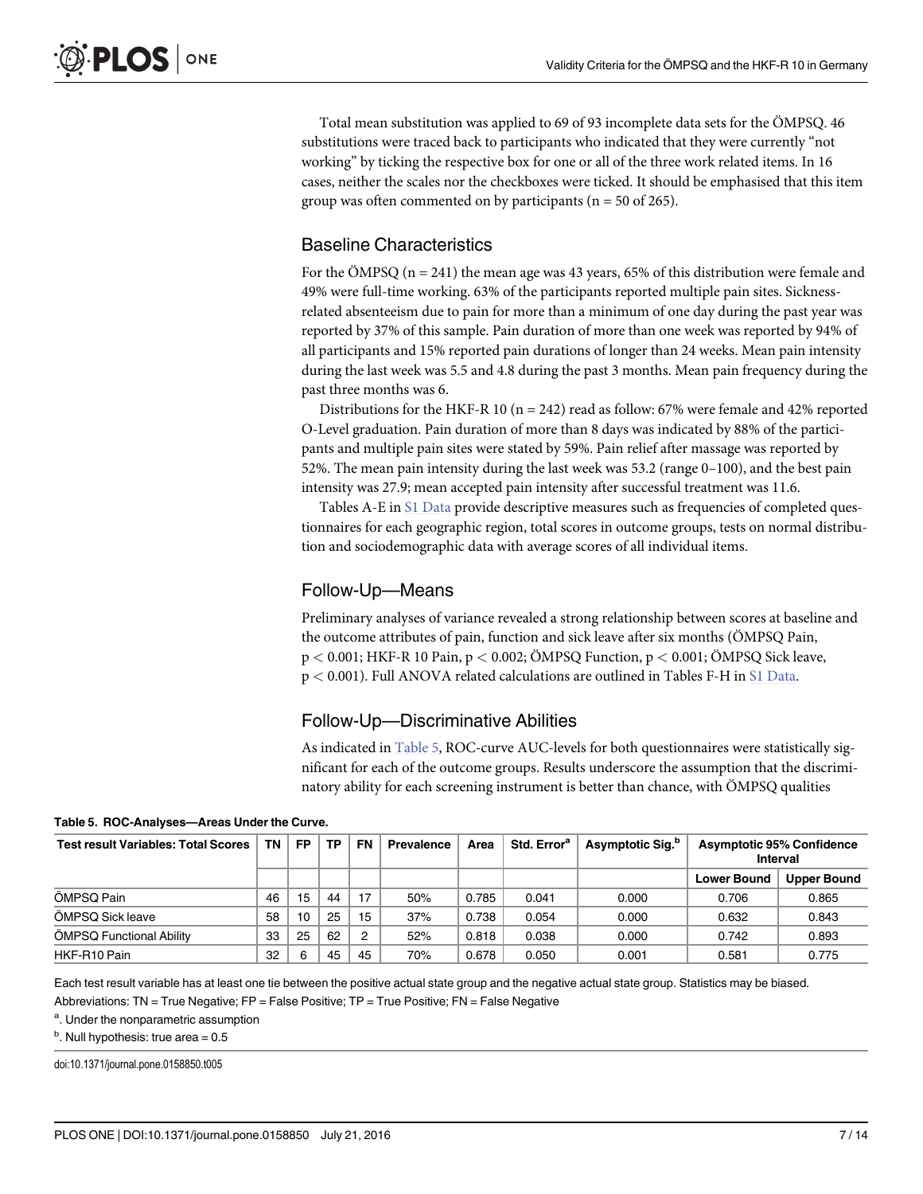Total mean substitution was applied to 69 of 93 incomplete data sets for the ÖMPSQ. 46 substitutions were traced back to participants who indicated that they were currently "not working" by ticking the respective box for one or all of the three work related items. In 16 cases, neither the scales nor the checkboxes were ticked. It should be emphasised that this item group was often commented on by participants (n = 50 of 265).

## Baseline Characteristics

For the ÖMPSQ (n = 241) the mean age was 43 years, 65% of this distribution were female and 49% were full-time working. 63% of the participants reported multiple pain sites. Sickness-related absenteeism due to pain for more than a minimum of one day during the past year was reported by 37% of this sample. Pain duration of more than one week was reported by 94% of all participants and 15% reported pain durations of longer than 24 weeks. Mean pain intensity during the last week was 5.5 and 4.8 during the past 3 months. Mean pain frequency during the past three months was 6.

Distributions for the HKF-R 10 (n = 242) read as follow: 67% were female and 42% reported O-Level graduation. Pain duration of more than 8 days was indicated by 88% of the participants and multiple pain sites were stated by 59%. Pain relief after massage was reported by 52%. The mean pain intensity during the last week was 53.2 (range 0–100), and the best pain intensity was 27.9; mean accepted pain intensity after successful treatment was 11.6.

Tables A-E in S1 Data provide descriptive measures such as frequencies of completed questionnaires for each geographic region, total scores in outcome groups, tests on normal distribution and sociodemographic data with average scores of all individual items.

## Follow-Up—Means

Preliminary analyses of variance revealed a strong relationship between scores at baseline and the outcome attributes of pain, function and sick leave after six months (ÖMPSQ Pain, $p < 0.001$; HKF-R 10 Pain, $p < 0.002$; ÖMPSQ Function, $p < 0.001$; ÖMPSQ Sick leave, $p < 0.001$). Full ANOVA related calculations are outlined in Tables F-H in S1 Data.

## Follow-Up—Discriminative Abilities

As indicated in Table 5, ROC-curve AUC-levels for both questionnaires were statistically significant for each of the outcome groups. Results underscore the assumption that the discriminatory ability for each screening instrument is better than chance, with ÖMPSQ qualities

**Table 5. ROC-Analyses—Areas Under the Curve.**

| Test result Variables: Total Scores | TN | FP | TP | FN | Prevalence | Area | Std. Error[a] | Asymptotic Sig.[b] | Asymptotic 95% Confidence Interval | |
|---|---|---|---|---|---|---|---|---|---|---|
| | | | | | | | | | Lower Bound | Upper Bound |
| ÖMPSQ Pain | 46 | 15 | 44 | 17 | 50% | 0.785 | 0.041 | 0.000 | 0.706 | 0.865 |
| ÖMPSQ Sick leave | 58 | 10 | 25 | 15 | 37% | 0.738 | 0.054 | 0.000 | 0.632 | 0.843 |
| ÖMPSQ Functional Ability | 33 | 25 | 62 | 2 | 52% | 0.818 | 0.038 | 0.000 | 0.742 | 0.893 |
| HKF-R10 Pain | 32 | 6 | 45 | 45 | 70% | 0.678 | 0.050 | 0.001 | 0.581 | 0.775 |

Each test result variable has at least one tie between the positive actual state group and the negative actual state group. Statistics may be biased.

Abbreviations: TN = True Negative; FP = False Positive; TP = True Positive; FN = False Negative

[a]. Under the nonparametric assumption

[b]. Null hypothesis: true area = 0.5

doi:10.1371/journal.pone.0158850.t005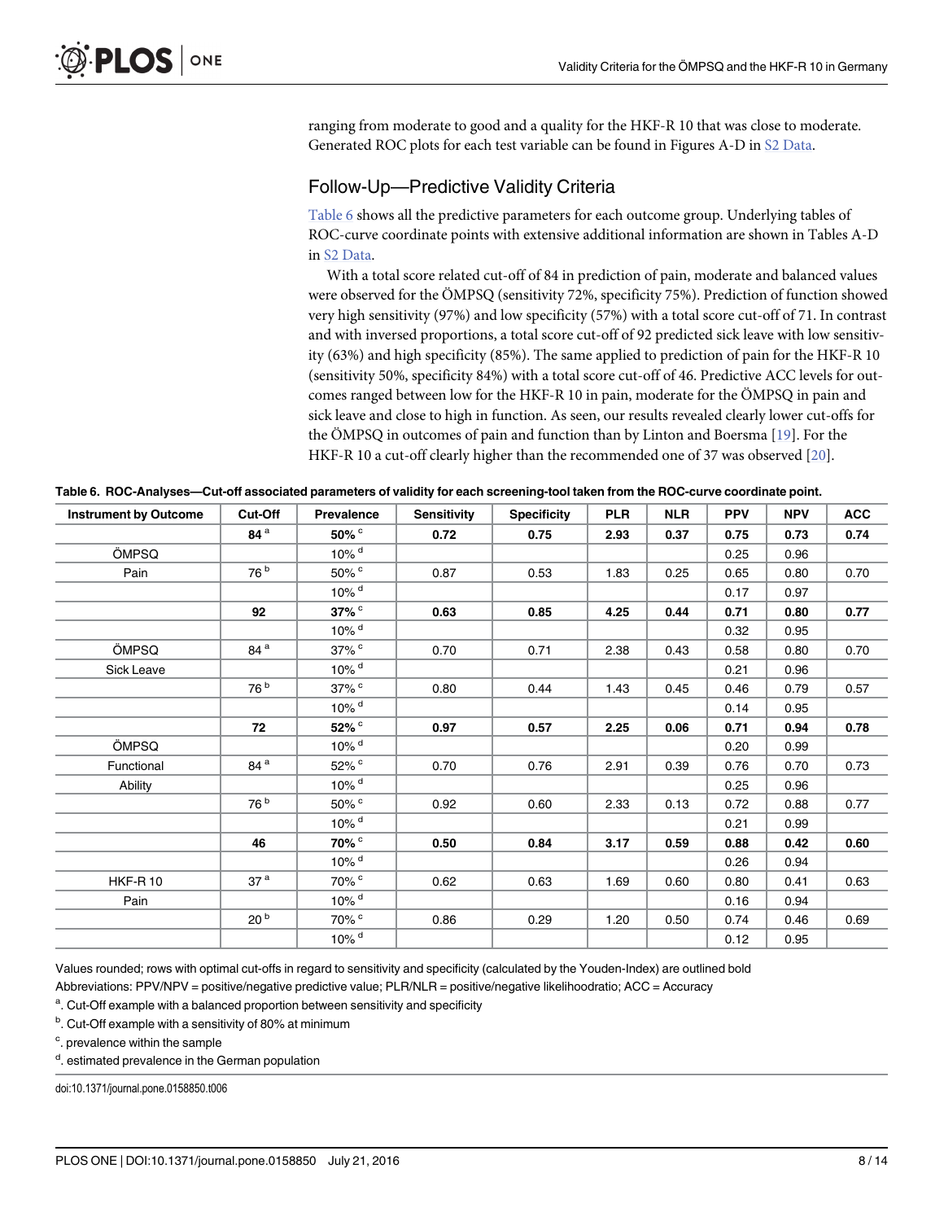ranging from moderate to good and a quality for the HKF-R 10 that was close to moderate. Generated ROC plots for each test variable can be found in Figures A-D in S2 Data.

## Follow-Up—Predictive Validity Criteria

Table 6 shows all the predictive parameters for each outcome group. Underlying tables of ROC-curve coordinate points with extensive additional information are shown in Tables A-D in S2 Data.

With a total score related cut-off of 84 in prediction of pain, moderate and balanced values were observed for the ÖMPSQ (sensitivity 72%, specificity 75%). Prediction of function showed very high sensitivity (97%) and low specificity (57%) with a total score cut-off of 71. In contrast and with inversed proportions, a total score cut-off of 92 predicted sick leave with low sensitivity (63%) and high specificity (85%). The same applied to prediction of pain for the HKF-R 10 (sensitivity 50%, specificity 84%) with a total score cut-off of 46. Predictive ACC levels for outcomes ranged between low for the HKF-R 10 in pain, moderate for the ÖMPSQ in pain and sick leave and close to high in function. As seen, our results revealed clearly lower cut-offs for the ÖMPSQ in outcomes of pain and function than by Linton and Boersma [19]. For the HKF-R 10 a cut-off clearly higher than the recommended one of 37 was observed [20].

**Table 6. ROC-Analyses—Cut-off associated parameters of validity for each screening-tool taken from the ROC-curve coordinate point.**

| Instrument by Outcome | Cut-Off | Prevalence | Sensitivity | Specificity | PLR | NLR | PPV | NPV | ACC |
|---|---|---|---|---|---|---|---|---|---|
| | **84** [a] | **50%** [c] | **0.72** | **0.75** | **2.93** | **0.37** | **0.75** | **0.73** | **0.74** |
| ÖMPSQ | | 10% [d] | | | | | 0.25 | 0.96 | |
| Pain | 76 [b] | 50% [c] | 0.87 | 0.53 | 1.83 | 0.25 | 0.65 | 0.80 | 0.70 |
| | | 10% [d] | | | | | 0.17 | 0.97 | |
| | **92** | **37%** [c] | **0.63** | **0.85** | **4.25** | **0.44** | **0.71** | **0.80** | **0.77** |
| | | 10% [d] | | | | | 0.32 | 0.95 | |
| ÖMPSQ | 84 [a] | 37% [c] | 0.70 | 0.71 | 2.38 | 0.43 | 0.58 | 0.80 | 0.70 |
| Sick Leave | | 10% [d] | | | | | 0.21 | 0.96 | |
| | 76 [b] | 37% [c] | 0.80 | 0.44 | 1.43 | 0.45 | 0.46 | 0.79 | 0.57 |
| | | 10% [d] | | | | | 0.14 | 0.95 | |
| | **72** | **52%** [c] | **0.97** | **0.57** | **2.25** | **0.06** | **0.71** | **0.94** | **0.78** |
| ÖMPSQ | | 10% [d] | | | | | 0.20 | 0.99 | |
| Functional | 84 [a] | 52% [c] | 0.70 | 0.76 | 2.91 | 0.39 | 0.76 | 0.70 | 0.73 |
| Ability | | 10% [d] | | | | | 0.25 | 0.96 | |
| | 76 [b] | 50% [c] | 0.92 | 0.60 | 2.33 | 0.13 | 0.72 | 0.88 | 0.77 |
| | | 10% [d] | | | | | 0.21 | 0.99 | |
| | **46** | **70%** [c] | **0.50** | **0.84** | **3.17** | **0.59** | **0.88** | **0.42** | **0.60** |
| | | 10% [d] | | | | | 0.26 | 0.94 | |
| HKF-R 10 | 37 [a] | 70% [c] | 0.62 | 0.63 | 1.69 | 0.60 | 0.80 | 0.41 | 0.63 |
| Pain | | 10% [d] | | | | | 0.16 | 0.94 | |
| | 20 [b] | 70% [c] | 0.86 | 0.29 | 1.20 | 0.50 | 0.74 | 0.46 | 0.69 |
| | | 10% [d] | | | | | 0.12 | 0.95 | |

Values rounded; rows with optimal cut-offs in regard to sensitivity and specificity (calculated by the Youden-Index) are outlined bold

Abbreviations: PPV/NPV = positive/negative predictive value; PLR/NLR = positive/negative likelihoodratio; ACC = Accuracy

[a]. Cut-Off example with a balanced proportion between sensitivity and specificity

[b]. Cut-Off example with a sensitivity of 80% at minimum

[c]. prevalence within the sample

[d]. estimated prevalence in the German population

doi:10.1371/journal.pone.0158850.t006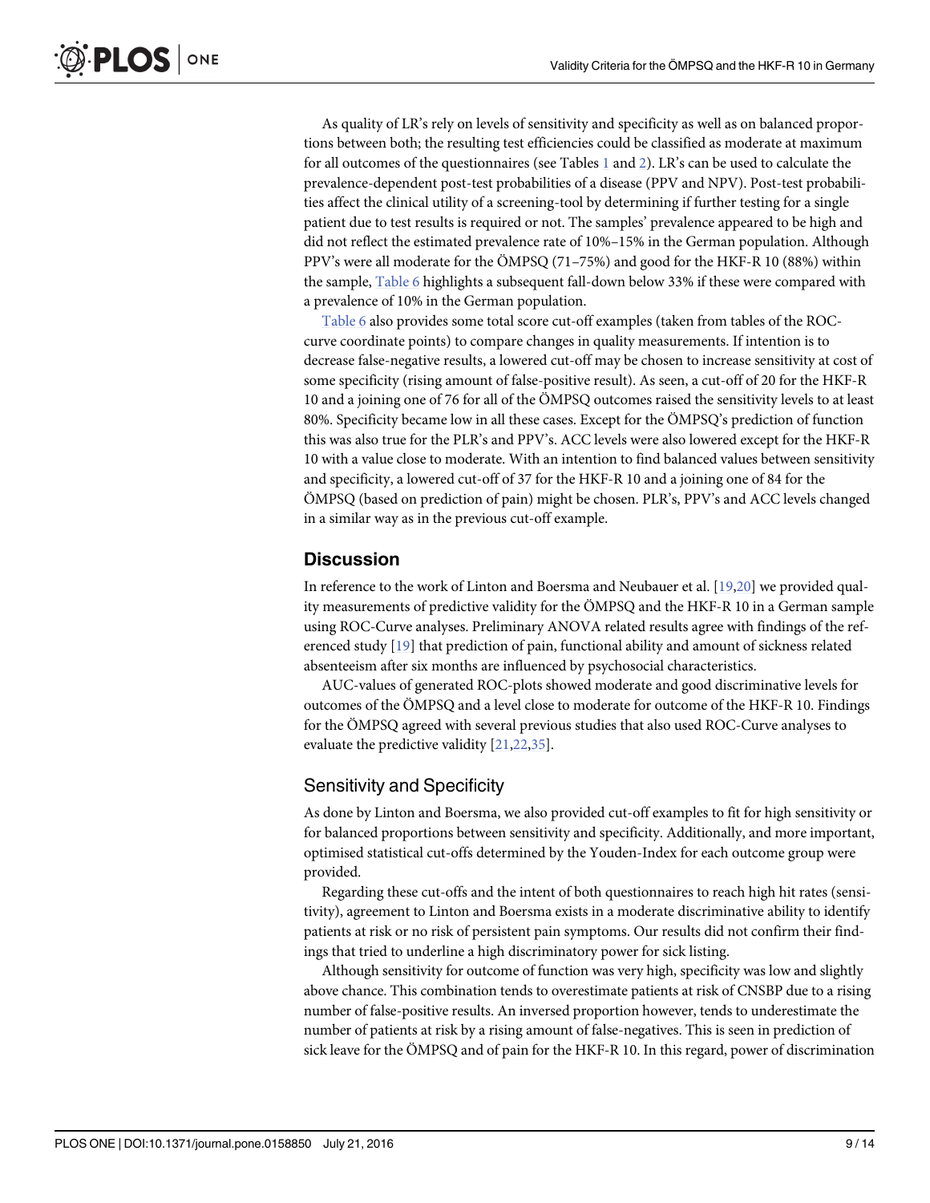As quality of LR's rely on levels of sensitivity and specificity as well as on balanced proportions between both; the resulting test efficiencies could be classified as moderate at maximum for all outcomes of the questionnaires (see Tables 1 and 2). LR's can be used to calculate the prevalence-dependent post-test probabilities of a disease (PPV and NPV). Post-test probabilities affect the clinical utility of a screening-tool by determining if further testing for a single patient due to test results is required or not. The samples' prevalence appeared to be high and did not reflect the estimated prevalence rate of 10%–15% in the German population. Although PPV's were all moderate for the ÖMPSQ (71–75%) and good for the HKF-R 10 (88%) within the sample, Table 6 highlights a subsequent fall-down below 33% if these were compared with a prevalence of 10% in the German population.

Table 6 also provides some total score cut-off examples (taken from tables of the ROC-curve coordinate points) to compare changes in quality measurements. If intention is to decrease false-negative results, a lowered cut-off may be chosen to increase sensitivity at cost of some specificity (rising amount of false-positive result). As seen, a cut-off of 20 for the HKF-R 10 and a joining one of 76 for all of the ÖMPSQ outcomes raised the sensitivity levels to at least 80%. Specificity became low in all these cases. Except for the ÖMPSQ's prediction of function this was also true for the PLR's and PPV's. ACC levels were also lowered except for the HKF-R 10 with a value close to moderate. With an intention to find balanced values between sensitivity and specificity, a lowered cut-off of 37 for the HKF-R 10 and a joining one of 84 for the ÖMPSQ (based on prediction of pain) might be chosen. PLR's, PPV's and ACC levels changed in a similar way as in the previous cut-off example.

## Discussion

In reference to the work of Linton and Boersma and Neubauer et al. [19,20] we provided quality measurements of predictive validity for the ÖMPSQ and the HKF-R 10 in a German sample using ROC-Curve analyses. Preliminary ANOVA related results agree with findings of the referenced study [19] that prediction of pain, functional ability and amount of sickness related absenteeism after six months are influenced by psychosocial characteristics.

AUC-values of generated ROC-plots showed moderate and good discriminative levels for outcomes of the ÖMPSQ and a level close to moderate for outcome of the HKF-R 10. Findings for the ÖMPSQ agreed with several previous studies that also used ROC-Curve analyses to evaluate the predictive validity [21,22,35].

### Sensitivity and Specificity

As done by Linton and Boersma, we also provided cut-off examples to fit for high sensitivity or for balanced proportions between sensitivity and specificity. Additionally, and more important, optimised statistical cut-offs determined by the Youden-Index for each outcome group were provided.

Regarding these cut-offs and the intent of both questionnaires to reach high hit rates (sensitivity), agreement to Linton and Boersma exists in a moderate discriminative ability to identify patients at risk or no risk of persistent pain symptoms. Our results did not confirm their findings that tried to underline a high discriminatory power for sick listing.

Although sensitivity for outcome of function was very high, specificity was low and slightly above chance. This combination tends to overestimate patients at risk of CNSBP due to a rising number of false-positive results. An inversed proportion however, tends to underestimate the number of patients at risk by a rising amount of false-negatives. This is seen in prediction of sick leave for the ÖMPSQ and of pain for the HKF-R 10. In this regard, power of discrimination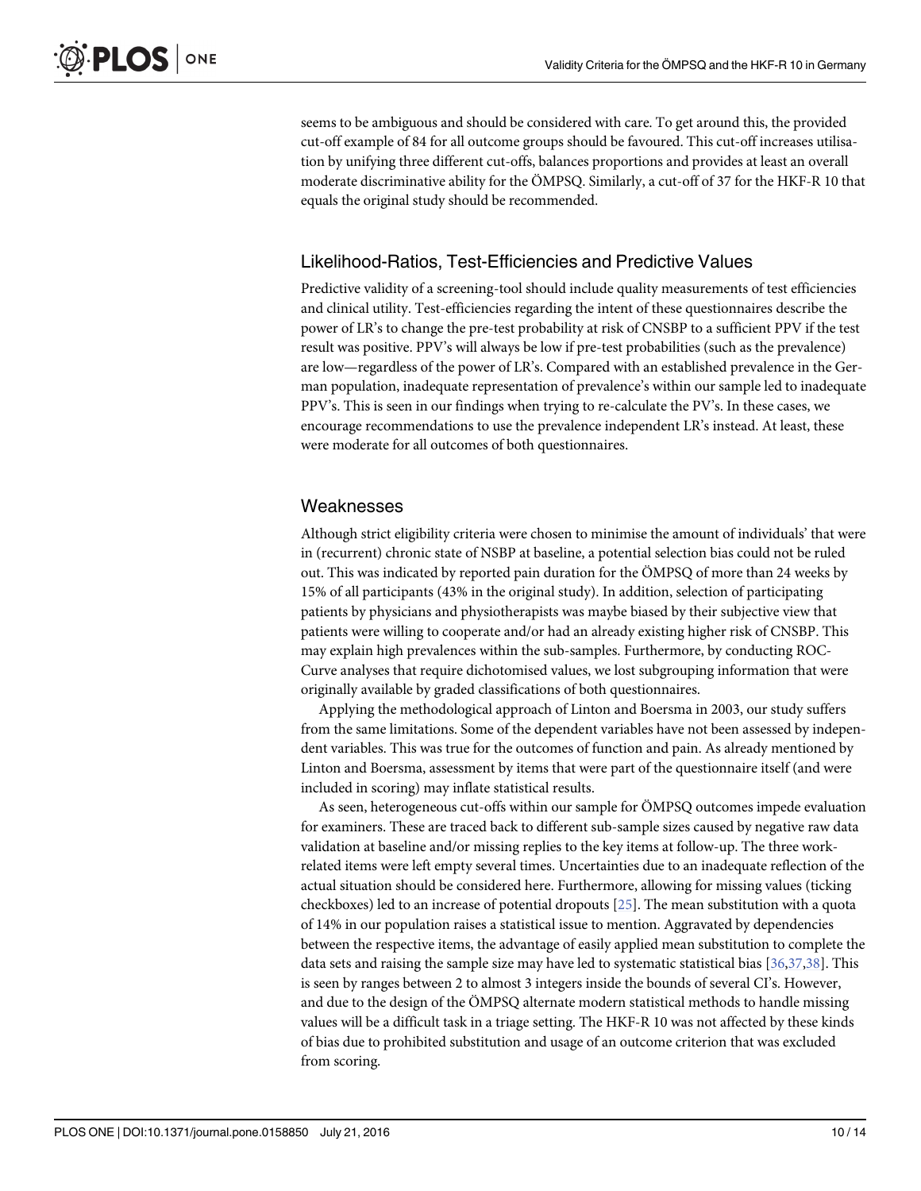seems to be ambiguous and should be considered with care. To get around this, the provided cut-off example of 84 for all outcome groups should be favoured. This cut-off increases utilisation by unifying three different cut-offs, balances proportions and provides at least an overall moderate discriminative ability for the ÖMPSQ. Similarly, a cut-off of 37 for the HKF-R 10 that equals the original study should be recommended.

## Likelihood-Ratios, Test-Efficiencies and Predictive Values

Predictive validity of a screening-tool should include quality measurements of test efficiencies and clinical utility. Test-efficiencies regarding the intent of these questionnaires describe the power of LR's to change the pre-test probability at risk of CNSBP to a sufficient PPV if the test result was positive. PPV's will always be low if pre-test probabilities (such as the prevalence) are low—regardless of the power of LR's. Compared with an established prevalence in the German population, inadequate representation of prevalence's within our sample led to inadequate PPV's. This is seen in our findings when trying to re-calculate the PV's. In these cases, we encourage recommendations to use the prevalence independent LR's instead. At least, these were moderate for all outcomes of both questionnaires.

## Weaknesses

Although strict eligibility criteria were chosen to minimise the amount of individuals' that were in (recurrent) chronic state of NSBP at baseline, a potential selection bias could not be ruled out. This was indicated by reported pain duration for the ÖMPSQ of more than 24 weeks by 15% of all participants (43% in the original study). In addition, selection of participating patients by physicians and physiotherapists was maybe biased by their subjective view that patients were willing to cooperate and/or had an already existing higher risk of CNSBP. This may explain high prevalences within the sub-samples. Furthermore, by conducting ROC-Curve analyses that require dichotomised values, we lost subgrouping information that were originally available by graded classifications of both questionnaires.

Applying the methodological approach of Linton and Boersma in 2003, our study suffers from the same limitations. Some of the dependent variables have not been assessed by independent variables. This was true for the outcomes of function and pain. As already mentioned by Linton and Boersma, assessment by items that were part of the questionnaire itself (and were included in scoring) may inflate statistical results.

As seen, heterogeneous cut-offs within our sample for ÖMPSQ outcomes impede evaluation for examiners. These are traced back to different sub-sample sizes caused by negative raw data validation at baseline and/or missing replies to the key items at follow-up. The three work-related items were left empty several times. Uncertainties due to an inadequate reflection of the actual situation should be considered here. Furthermore, allowing for missing values (ticking checkboxes) led to an increase of potential dropouts [25]. The mean substitution with a quota of 14% in our population raises a statistical issue to mention. Aggravated by dependencies between the respective items, the advantage of easily applied mean substitution to complete the data sets and raising the sample size may have led to systematic statistical bias [36,37,38]. This is seen by ranges between 2 to almost 3 integers inside the bounds of several CI's. However, and due to the design of the ÖMPSQ alternate modern statistical methods to handle missing values will be a difficult task in a triage setting. The HKF-R 10 was not affected by these kinds of bias due to prohibited substitution and usage of an outcome criterion that was excluded from scoring.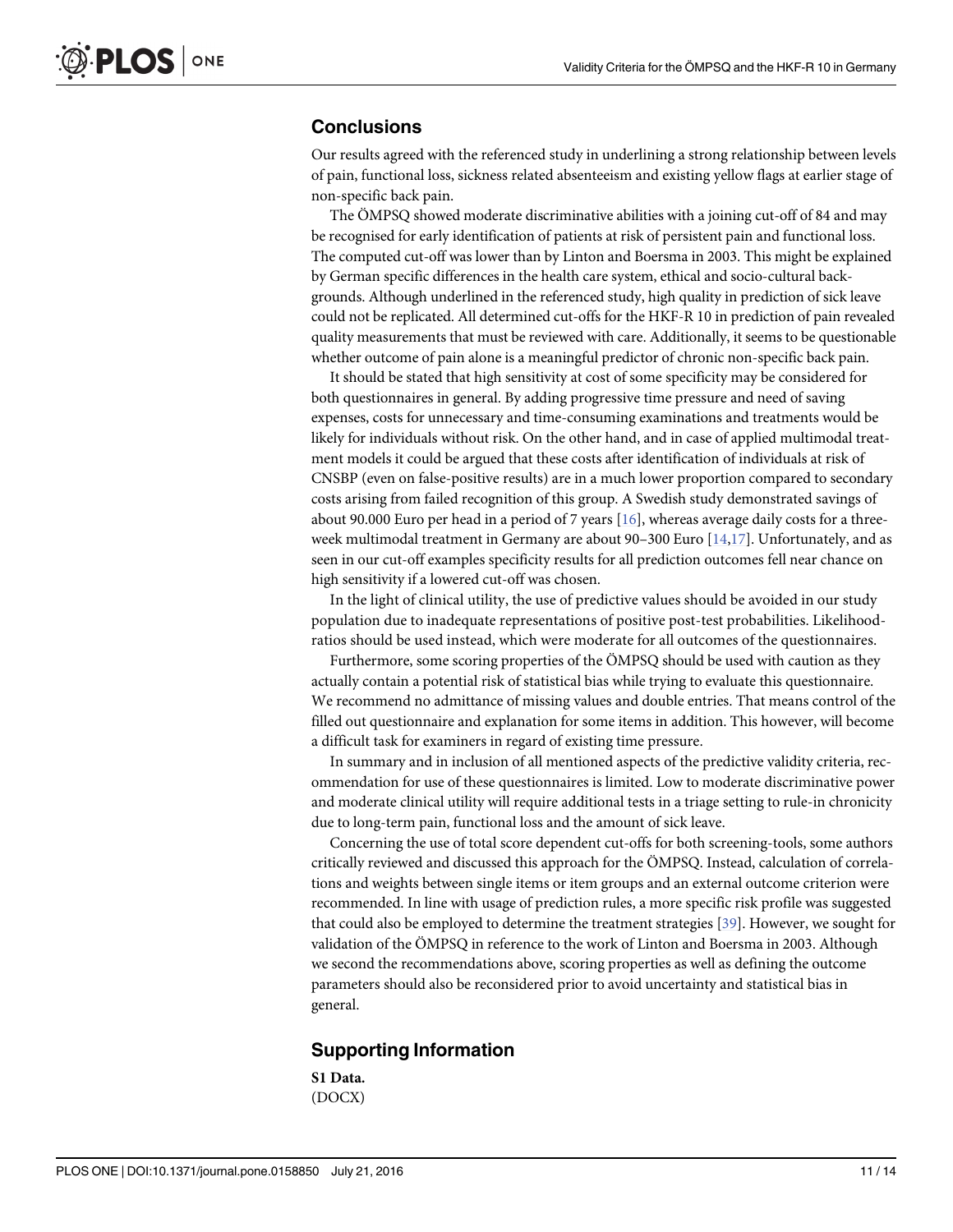## Conclusions

Our results agreed with the referenced study in underlining a strong relationship between levels of pain, functional loss, sickness related absenteeism and existing yellow flags at earlier stage of non-specific back pain.

The ÖMPSQ showed moderate discriminative abilities with a joining cut-off of 84 and may be recognised for early identification of patients at risk of persistent pain and functional loss. The computed cut-off was lower than by Linton and Boersma in 2003. This might be explained by German specific differences in the health care system, ethical and socio-cultural backgrounds. Although underlined in the referenced study, high quality in prediction of sick leave could not be replicated. All determined cut-offs for the HKF-R 10 in prediction of pain revealed quality measurements that must be reviewed with care. Additionally, it seems to be questionable whether outcome of pain alone is a meaningful predictor of chronic non-specific back pain.

It should be stated that high sensitivity at cost of some specificity may be considered for both questionnaires in general. By adding progressive time pressure and need of saving expenses, costs for unnecessary and time-consuming examinations and treatments would be likely for individuals without risk. On the other hand, and in case of applied multimodal treatment models it could be argued that these costs after identification of individuals at risk of CNSBP (even on false-positive results) are in a much lower proportion compared to secondary costs arising from failed recognition of this group. A Swedish study demonstrated savings of about 90.000 Euro per head in a period of 7 years [16], whereas average daily costs for a three-week multimodal treatment in Germany are about 90–300 Euro [14,17]. Unfortunately, and as seen in our cut-off examples specificity results for all prediction outcomes fell near chance on high sensitivity if a lowered cut-off was chosen.

In the light of clinical utility, the use of predictive values should be avoided in our study population due to inadequate representations of positive post-test probabilities. Likelihood-ratios should be used instead, which were moderate for all outcomes of the questionnaires.

Furthermore, some scoring properties of the ÖMPSQ should be used with caution as they actually contain a potential risk of statistical bias while trying to evaluate this questionnaire. We recommend no admittance of missing values and double entries. That means control of the filled out questionnaire and explanation for some items in addition. This however, will become a difficult task for examiners in regard of existing time pressure.

In summary and in inclusion of all mentioned aspects of the predictive validity criteria, recommendation for use of these questionnaires is limited. Low to moderate discriminative power and moderate clinical utility will require additional tests in a triage setting to rule-in chronicity due to long-term pain, functional loss and the amount of sick leave.

Concerning the use of total score dependent cut-offs for both screening-tools, some authors critically reviewed and discussed this approach for the ÖMPSQ. Instead, calculation of correlations and weights between single items or item groups and an external outcome criterion were recommended. In line with usage of prediction rules, a more specific risk profile was suggested that could also be employed to determine the treatment strategies [39]. However, we sought for validation of the ÖMPSQ in reference to the work of Linton and Boersma in 2003. Although we second the recommendations above, scoring properties as well as defining the outcome parameters should also be reconsidered prior to avoid uncertainty and statistical bias in general.

## Supporting Information

**S1 Data.**
(DOCX)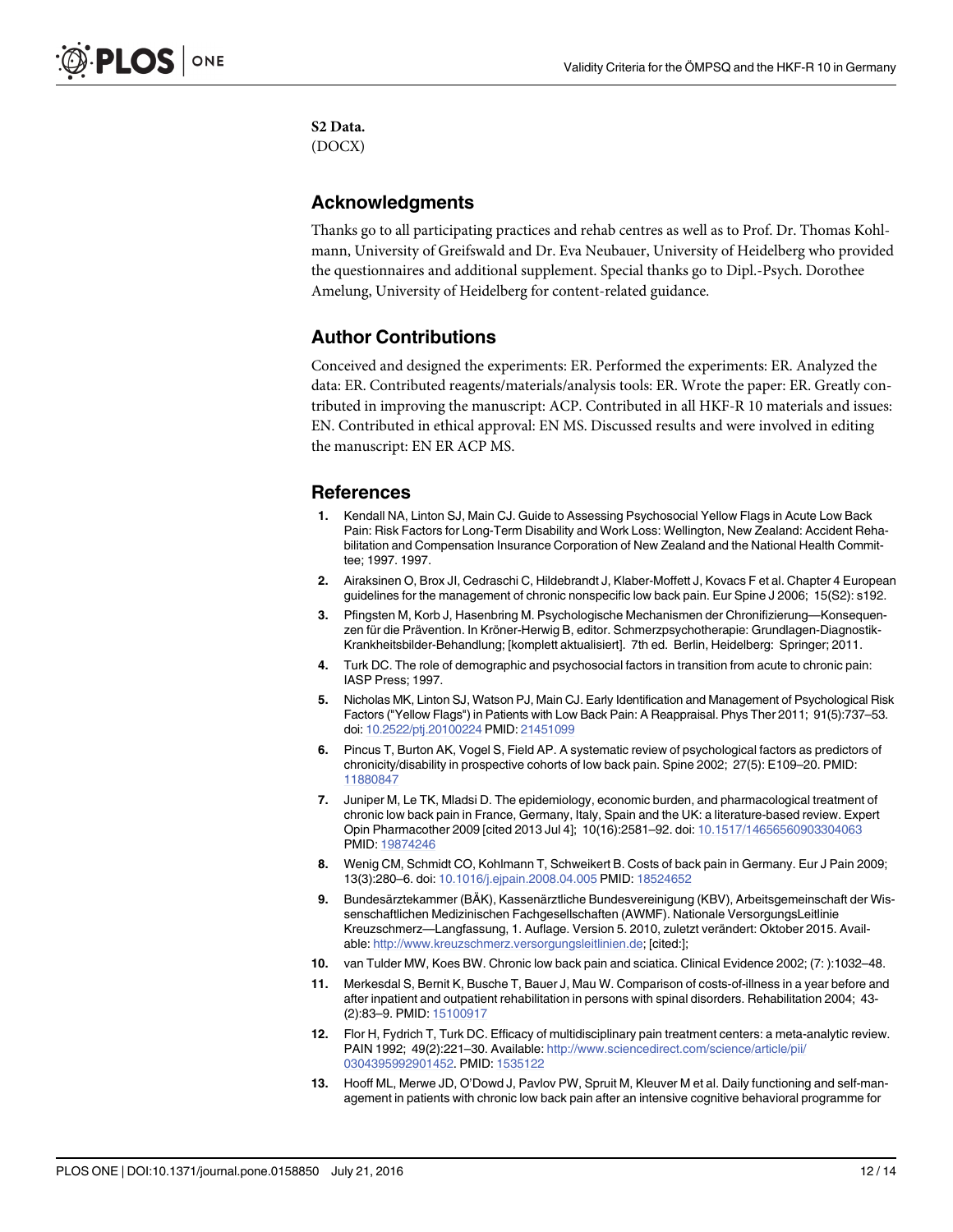**S2 Data.**
(DOCX)

## Acknowledgments

Thanks go to all participating practices and rehab centres as well as to Prof. Dr. Thomas Kohlmann, University of Greifswald and Dr. Eva Neubauer, University of Heidelberg who provided the questionnaires and additional supplement. Special thanks go to Dipl.-Psych. Dorothee Amelung, University of Heidelberg for content-related guidance.

## Author Contributions

Conceived and designed the experiments: ER. Performed the experiments: ER. Analyzed the data: ER. Contributed reagents/materials/analysis tools: ER. Wrote the paper: ER. Greatly contributed in improving the manuscript: ACP. Contributed in all HKF-R 10 materials and issues: EN. Contributed in ethical approval: EN MS. Discussed results and were involved in editing the manuscript: EN ER ACP MS.

## References

1. Kendall NA, Linton SJ, Main CJ. Guide to Assessing Psychosocial Yellow Flags in Acute Low Back Pain: Risk Factors for Long-Term Disability and Work Loss: Wellington, New Zealand: Accident Rehabilitation and Compensation Insurance Corporation of New Zealand and the National Health Committee; 1997. 1997.
2. Airaksinen O, Brox JI, Cedraschi C, Hildebrandt J, Klaber-Moffett J, Kovacs F et al. Chapter 4 European guidelines for the management of chronic nonspecific low back pain. Eur Spine J 2006; 15(S2): s192.
3. Pfingsten M, Korb J, Hasenbring M. Psychologische Mechanismen der Chronifizierung—Konsequenzen für die Prävention. In Kröner-Herwig B, editor. Schmerzpsychotherapie: Grundlagen-Diagnostik-Krankheitsbilder-Behandlung; [komplett aktualisiert]. 7th ed. Berlin, Heidelberg: Springer; 2011.
4. Turk DC. The role of demographic and psychosocial factors in transition from acute to chronic pain: IASP Press; 1997.
5. Nicholas MK, Linton SJ, Watson PJ, Main CJ. Early Identification and Management of Psychological Risk Factors ("Yellow Flags") in Patients with Low Back Pain: A Reappraisal. Phys Ther 2011; 91(5):737–53. doi: 10.2522/ptj.20100224 PMID: 21451099
6. Pincus T, Burton AK, Vogel S, Field AP. A systematic review of psychological factors as predictors of chronicity/disability in prospective cohorts of low back pain. Spine 2002; 27(5): E109–20. PMID: 11880847
7. Juniper M, Le TK, Mladsi D. The epidemiology, economic burden, and pharmacological treatment of chronic low back pain in France, Germany, Italy, Spain and the UK: a literature-based review. Expert Opin Pharmacother 2009 [cited 2013 Jul 4]; 10(16):2581–92. doi: 10.1517/14656560903304063 PMID: 19874246
8. Wenig CM, Schmidt CO, Kohlmann T, Schweikert B. Costs of back pain in Germany. Eur J Pain 2009; 13(3):280–6. doi: 10.1016/j.ejpain.2008.04.005 PMID: 18524652
9. Bundesärztekammer (BÄK), Kassenärztliche Bundesvereinigung (KBV), Arbeitsgemeinschaft der Wissenschaftlichen Medizinischen Fachgesellschaften (AWMF). Nationale VersorgungsLeitlinie Kreuzschmerz—Langfassung, 1. Auflage. Version 5. 2010, zuletzt verändert: Oktober 2015. Available: http://www.kreuzschmerz.versorgungsleitlinien.de; [cited:];
10. van Tulder MW, Koes BW. Chronic low back pain and sciatica. Clinical Evidence 2002; (7: ):1032–48.
11. Merkesdal S, Bernit K, Busche T, Bauer J, Mau W. Comparison of costs-of-illness in a year before and after inpatient and outpatient rehabilitation in persons with spinal disorders. Rehabilitation 2004; 43-(2):83–9. PMID: 15100917
12. Flor H, Fydrich T, Turk DC. Efficacy of multidisciplinary pain treatment centers: a meta-analytic review. PAIN 1992; 49(2):221–30. Available: http://www.sciencedirect.com/science/article/pii/030439599290145­2. PMID: 1535122
13. Hooff ML, Merwe JD, O'Dowd J, Pavlov PW, Spruit M, Kleuver M et al. Daily functioning and self-management in patients with chronic low back pain after an intensive cognitive behavioral programme for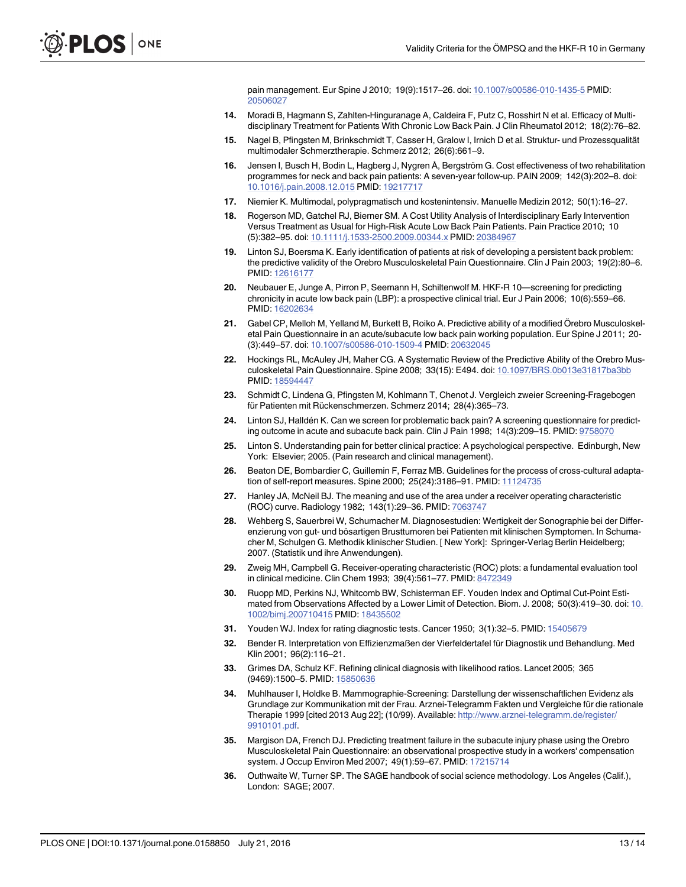pain management. Eur Spine J 2010; 19(9):1517–26. doi: 10.1007/s00586-010-1435-5 PMID: 20506027

14. Moradi B, Hagmann S, Zahlten-Hinguranage A, Caldeira F, Putz C, Rosshirt N et al. Efficacy of Multidisciplinary Treatment for Patients With Chronic Low Back Pain. J Clin Rheumatol 2012; 18(2):76–82.
15. Nagel B, Pfingsten M, Brinkschmidt T, Casser H, Gralow I, Irnich D et al. Struktur- und Prozessqualität multimodaler Schmerztherapie. Schmerz 2012; 26(6):661–9.
16. Jensen I, Busch H, Bodin L, Hagberg J, Nygren Å, Bergström G. Cost effectiveness of two rehabilitation programmes for neck and back pain patients: A seven-year follow-up. PAIN 2009; 142(3):202–8. doi: 10.1016/j.pain.2008.12.015 PMID: 19217717
17. Niemier K. Multimodal, polypragmatisch und kostenintensiv. Manuelle Medizin 2012; 50(1):16–27.
18. Rogerson MD, Gatchel RJ, Bierner SM. A Cost Utility Analysis of Interdisciplinary Early Intervention Versus Treatment as Usual for High-Risk Acute Low Back Pain Patients. Pain Practice 2010; 10 (5):382–95. doi: 10.1111/j.1533-2500.2009.00344.x PMID: 20384967
19. Linton SJ, Boersma K. Early identification of patients at risk of developing a persistent back problem: the predictive validity of the Orebro Musculoskeletal Pain Questionnaire. Clin J Pain 2003; 19(2):80–6. PMID: 12616177
20. Neubauer E, Junge A, Pirron P, Seemann H, Schiltenwolf M. HKF-R 10—screening for predicting chronicity in acute low back pain (LBP): a prospective clinical trial. Eur J Pain 2006; 10(6):559–66. PMID: 16202634
21. Gabel CP, Melloh M, Yelland M, Burkett B, Roiko A. Predictive ability of a modified Örebro Musculoskeletal Pain Questionnaire in an acute/subacute low back pain working population. Eur Spine J 2011; 20-(3):449–57. doi: 10.1007/s00586-010-1509-4 PMID: 20632045
22. Hockings RL, McAuley JH, Maher CG. A Systematic Review of the Predictive Ability of the Orebro Musculoskeletal Pain Questionnaire. Spine 2008; 33(15): E494. doi: 10.1097/BRS.0b013e31817ba3bb PMID: 18594447
23. Schmidt C, Lindena G, Pfingsten M, Kohlmann T, Chenot J. Vergleich zweier Screening-Fragebogen für Patienten mit Rückenschmerzen. Schmerz 2014; 28(4):365–73.
24. Linton SJ, Halldén K. Can we screen for problematic back pain? A screening questionnaire for predicting outcome in acute and subacute back pain. Clin J Pain 1998; 14(3):209–15. PMID: 9758070
25. Linton S. Understanding pain for better clinical practice: A psychological perspective. Edinburgh, New York: Elsevier; 2005. (Pain research and clinical management).
26. Beaton DE, Bombardier C, Guillemin F, Ferraz MB. Guidelines for the process of cross-cultural adaptation of self-report measures. Spine 2000; 25(24):3186–91. PMID: 11124735
27. Hanley JA, McNeil BJ. The meaning and use of the area under a receiver operating characteristic (ROC) curve. Radiology 1982; 143(1):29–36. PMID: 7063747
28. Wehberg S, Sauerbrei W, Schumacher M. Diagnosestudien: Wertigkeit der Sonographie bei der Differenzierung von gut- und bösartigen Brusttumoren bei Patienten mit klinischen Symptomen. In Schumacher M, Schulgen G. Methodik klinischer Studien. [ New York]: Springer-Verlag Berlin Heidelberg; 2007. (Statistik und ihre Anwendungen).
29. Zweig MH, Campbell G. Receiver-operating characteristic (ROC) plots: a fundamental evaluation tool in clinical medicine. Clin Chem 1993; 39(4):561–77. PMID: 8472349
30. Ruopp MD, Perkins NJ, Whitcomb BW, Schisterman EF. Youden Index and Optimal Cut-Point Estimated from Observations Affected by a Lower Limit of Detection. Biom. J. 2008; 50(3):419–30. doi: 10.1002/bimj.200710415 PMID: 18435502
31. Youden WJ. Index for rating diagnostic tests. Cancer 1950; 3(1):32–5. PMID: 15405679
32. Bender R. Interpretation von Effizienzmaßen der Vierfeldertafel für Diagnostik und Behandlung. Med Klin 2001; 96(2):116–21.
33. Grimes DA, Schulz KF. Refining clinical diagnosis with likelihood ratios. Lancet 2005; 365 (9469):1500–5. PMID: 15850636
34. Muhlhauser I, Holdke B. Mammographie-Screening: Darstellung der wissenschaftlichen Evidenz als Grundlage zur Kommunikation mit der Frau. Arznei-Telegramm Fakten und Vergleiche für die rationale Therapie 1999 [cited 2013 Aug 22]; (10/99). Available: http://www.arznei-telegramm.de/register/9910101.pdf.
35. Margison DA, French DJ. Predicting treatment failure in the subacute injury phase using the Orebro Musculoskeletal Pain Questionnaire: an observational prospective study in a workers' compensation system. J Occup Environ Med 2007; 49(1):59–67. PMID: 17215714
36. Outhwaite W, Turner SP. The SAGE handbook of social science methodology. Los Angeles (Calif.), London: SAGE; 2007.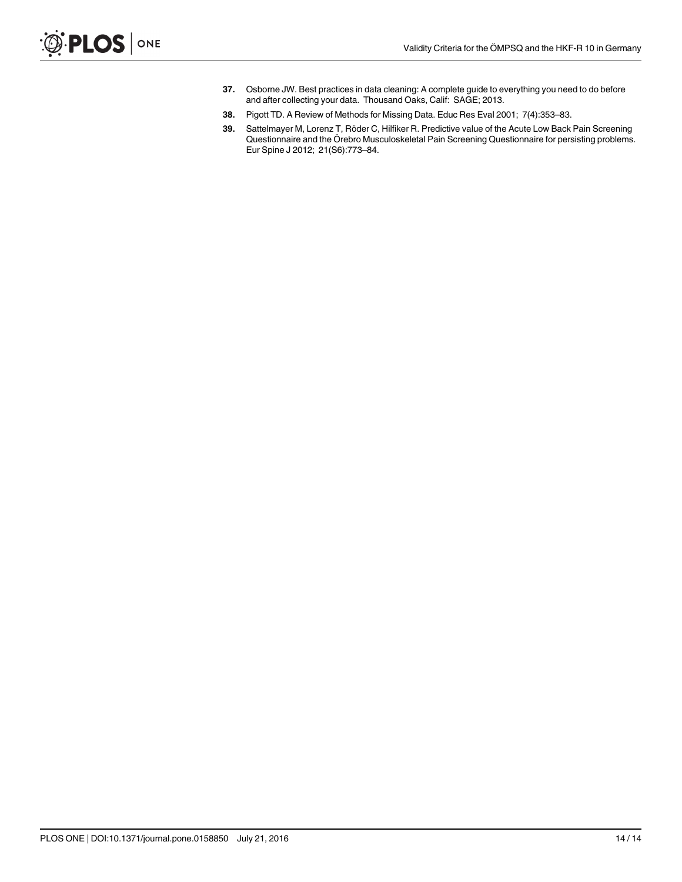37. Osborne JW. Best practices in data cleaning: A complete guide to everything you need to do before and after collecting your data. Thousand Oaks, Calif: SAGE; 2013.
38. Pigott TD. A Review of Methods for Missing Data. Educ Res Eval 2001; 7(4):353–83.
39. Sattelmayer M, Lorenz T, Röder C, Hilfiker R. Predictive value of the Acute Low Back Pain Screening Questionnaire and the Örebro Musculoskeletal Pain Screening Questionnaire for persisting problems. Eur Spine J 2012; 21(S6):773–84.